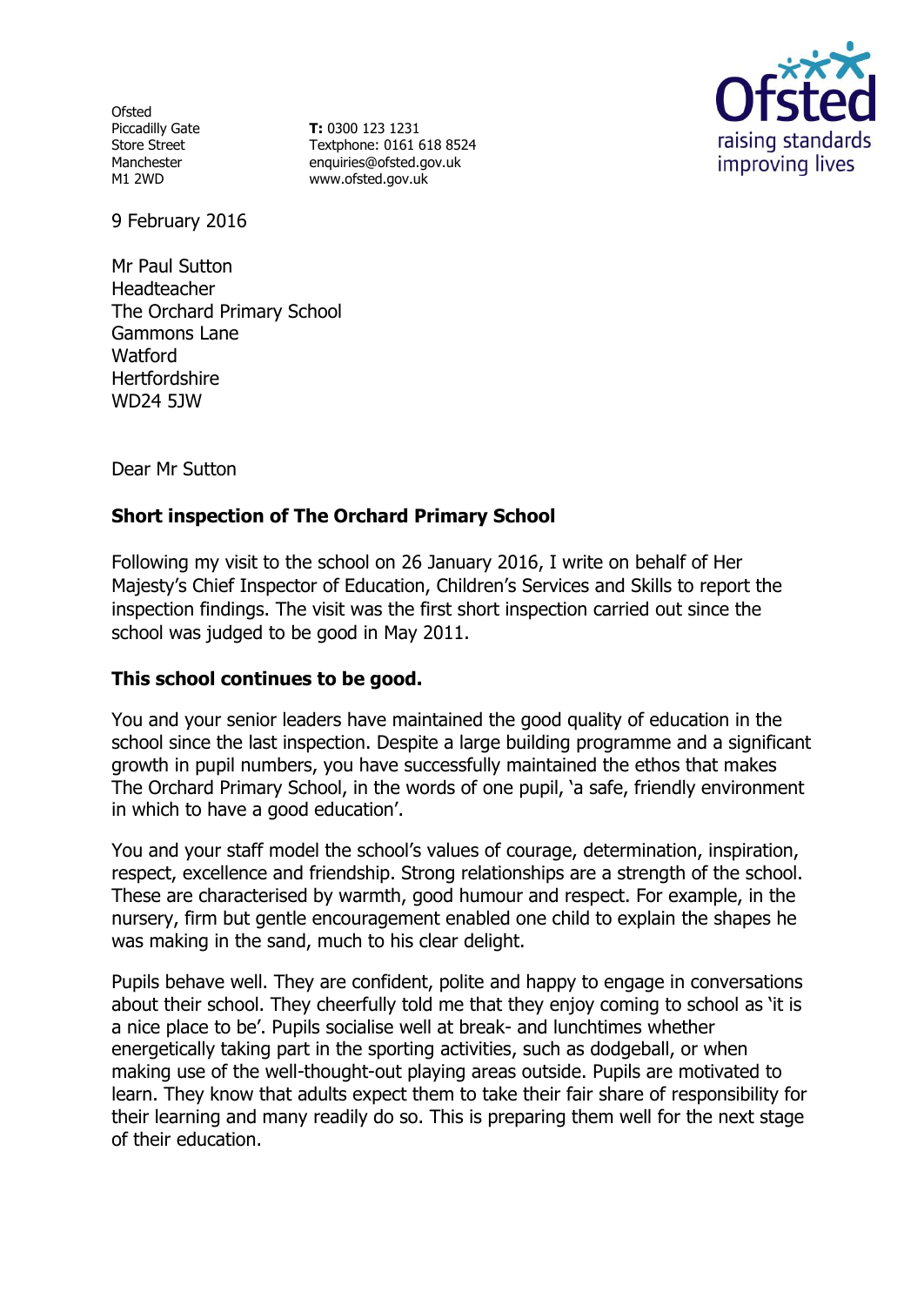Ofsted
Piccadilly Gate
Store Street
Manchester
M1 2WD

**T:** 0300 123 1231
Textphone: 0161 618 8524
enquiries@ofsted.gov.uk
www.ofsted.gov.uk

9 February 2016

Mr Paul Sutton
Headteacher
The Orchard Primary School
Gammons Lane
Watford
Hertfordshire
WD24 5JW

Dear Mr Sutton

**Short inspection of The Orchard Primary School**

Following my visit to the school on 26 January 2016, I write on behalf of Her Majesty's Chief Inspector of Education, Children's Services and Skills to report the inspection findings. The visit was the first short inspection carried out since the school was judged to be good in May 2011.

**This school continues to be good.**

You and your senior leaders have maintained the good quality of education in the school since the last inspection. Despite a large building programme and a significant growth in pupil numbers, you have successfully maintained the ethos that makes The Orchard Primary School, in the words of one pupil, 'a safe, friendly environment in which to have a good education'.

You and your staff model the school's values of courage, determination, inspiration, respect, excellence and friendship. Strong relationships are a strength of the school. These are characterised by warmth, good humour and respect. For example, in the nursery, firm but gentle encouragement enabled one child to explain the shapes he was making in the sand, much to his clear delight.

Pupils behave well. They are confident, polite and happy to engage in conversations about their school. They cheerfully told me that they enjoy coming to school as 'it is a nice place to be'. Pupils socialise well at break- and lunchtimes whether energetically taking part in the sporting activities, such as dodgeball, or when making use of the well-thought-out playing areas outside. Pupils are motivated to learn. They know that adults expect them to take their fair share of responsibility for their learning and many readily do so. This is preparing them well for the next stage of their education.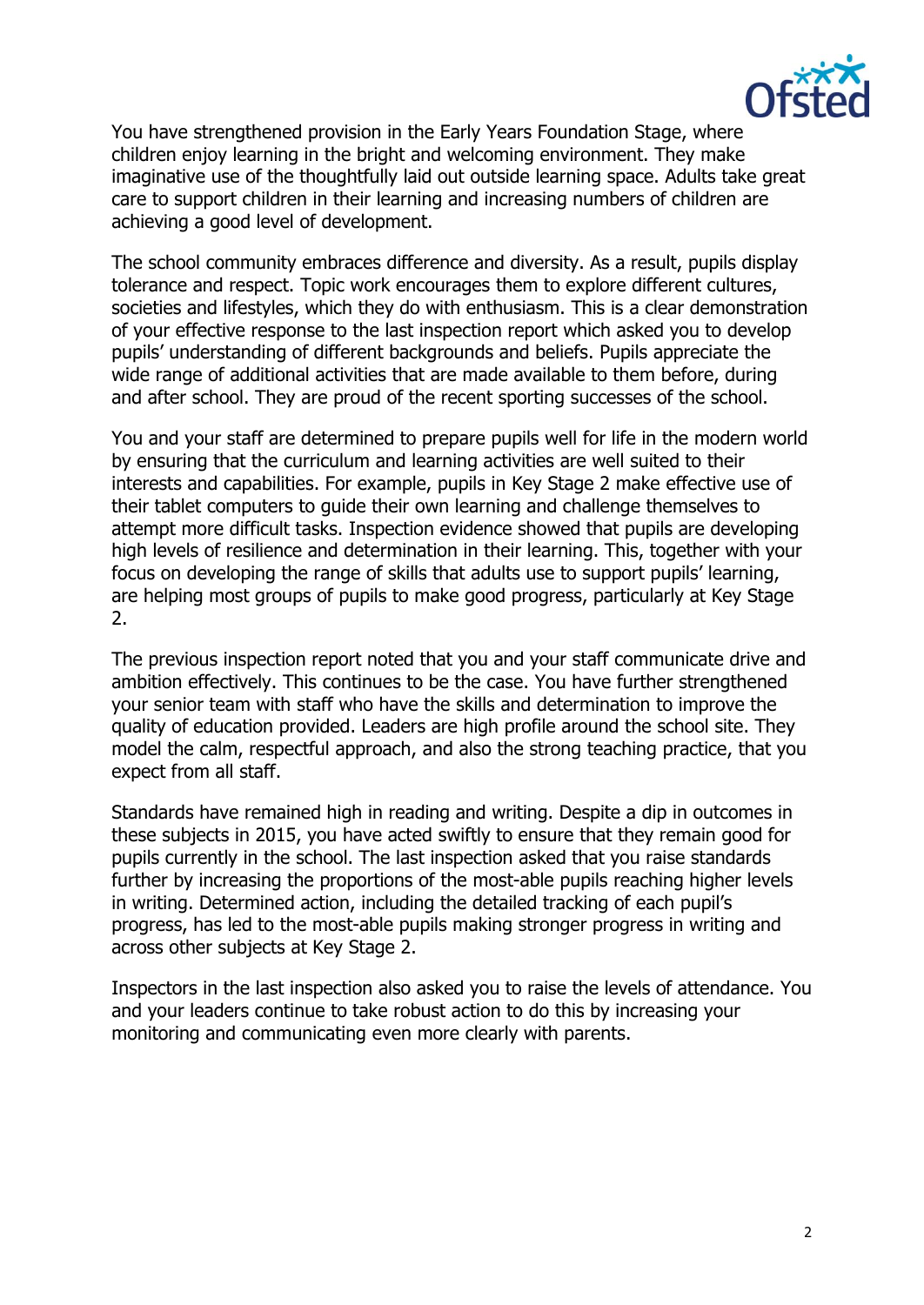You have strengthened provision in the Early Years Foundation Stage, where children enjoy learning in the bright and welcoming environment. They make imaginative use of the thoughtfully laid out outside learning space. Adults take great care to support children in their learning and increasing numbers of children are achieving a good level of development.

The school community embraces difference and diversity. As a result, pupils display tolerance and respect. Topic work encourages them to explore different cultures, societies and lifestyles, which they do with enthusiasm. This is a clear demonstration of your effective response to the last inspection report which asked you to develop pupils' understanding of different backgrounds and beliefs. Pupils appreciate the wide range of additional activities that are made available to them before, during and after school. They are proud of the recent sporting successes of the school.

You and your staff are determined to prepare pupils well for life in the modern world by ensuring that the curriculum and learning activities are well suited to their interests and capabilities. For example, pupils in Key Stage 2 make effective use of their tablet computers to guide their own learning and challenge themselves to attempt more difficult tasks. Inspection evidence showed that pupils are developing high levels of resilience and determination in their learning. This, together with your focus on developing the range of skills that adults use to support pupils' learning, are helping most groups of pupils to make good progress, particularly at Key Stage 2.

The previous inspection report noted that you and your staff communicate drive and ambition effectively. This continues to be the case. You have further strengthened your senior team with staff who have the skills and determination to improve the quality of education provided. Leaders are high profile around the school site. They model the calm, respectful approach, and also the strong teaching practice, that you expect from all staff.

Standards have remained high in reading and writing. Despite a dip in outcomes in these subjects in 2015, you have acted swiftly to ensure that they remain good for pupils currently in the school. The last inspection asked that you raise standards further by increasing the proportions of the most-able pupils reaching higher levels in writing. Determined action, including the detailed tracking of each pupil's progress, has led to the most-able pupils making stronger progress in writing and across other subjects at Key Stage 2.

Inspectors in the last inspection also asked you to raise the levels of attendance. You and your leaders continue to take robust action to do this by increasing your monitoring and communicating even more clearly with parents.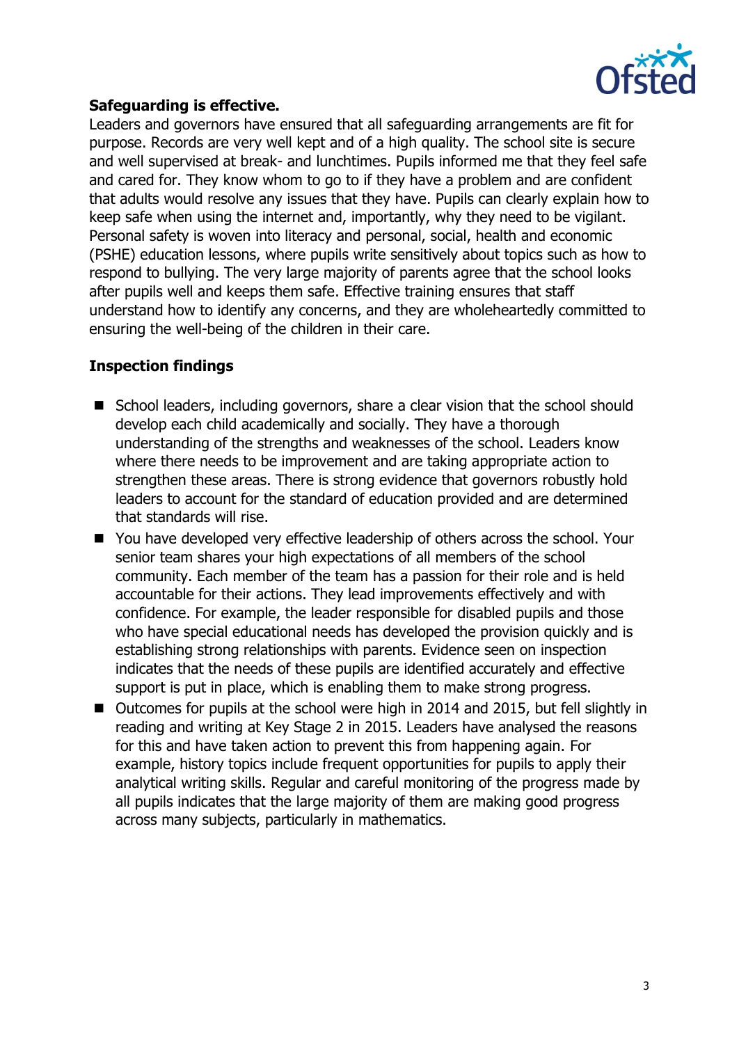**Safeguarding is effective.**

Leaders and governors have ensured that all safeguarding arrangements are fit for purpose. Records are very well kept and of a high quality. The school site is secure and well supervised at break- and lunchtimes. Pupils informed me that they feel safe and cared for. They know whom to go to if they have a problem and are confident that adults would resolve any issues that they have. Pupils can clearly explain how to keep safe when using the internet and, importantly, why they need to be vigilant. Personal safety is woven into literacy and personal, social, health and economic (PSHE) education lessons, where pupils write sensitively about topics such as how to respond to bullying. The very large majority of parents agree that the school looks after pupils well and keeps them safe. Effective training ensures that staff understand how to identify any concerns, and they are wholeheartedly committed to ensuring the well-being of the children in their care.

**Inspection findings**

- School leaders, including governors, share a clear vision that the school should develop each child academically and socially. They have a thorough understanding of the strengths and weaknesses of the school. Leaders know where there needs to be improvement and are taking appropriate action to strengthen these areas. There is strong evidence that governors robustly hold leaders to account for the standard of education provided and are determined that standards will rise.
- You have developed very effective leadership of others across the school. Your senior team shares your high expectations of all members of the school community. Each member of the team has a passion for their role and is held accountable for their actions. They lead improvements effectively and with confidence. For example, the leader responsible for disabled pupils and those who have special educational needs has developed the provision quickly and is establishing strong relationships with parents. Evidence seen on inspection indicates that the needs of these pupils are identified accurately and effective support is put in place, which is enabling them to make strong progress.
- Outcomes for pupils at the school were high in 2014 and 2015, but fell slightly in reading and writing at Key Stage 2 in 2015. Leaders have analysed the reasons for this and have taken action to prevent this from happening again. For example, history topics include frequent opportunities for pupils to apply their analytical writing skills. Regular and careful monitoring of the progress made by all pupils indicates that the large majority of them are making good progress across many subjects, particularly in mathematics.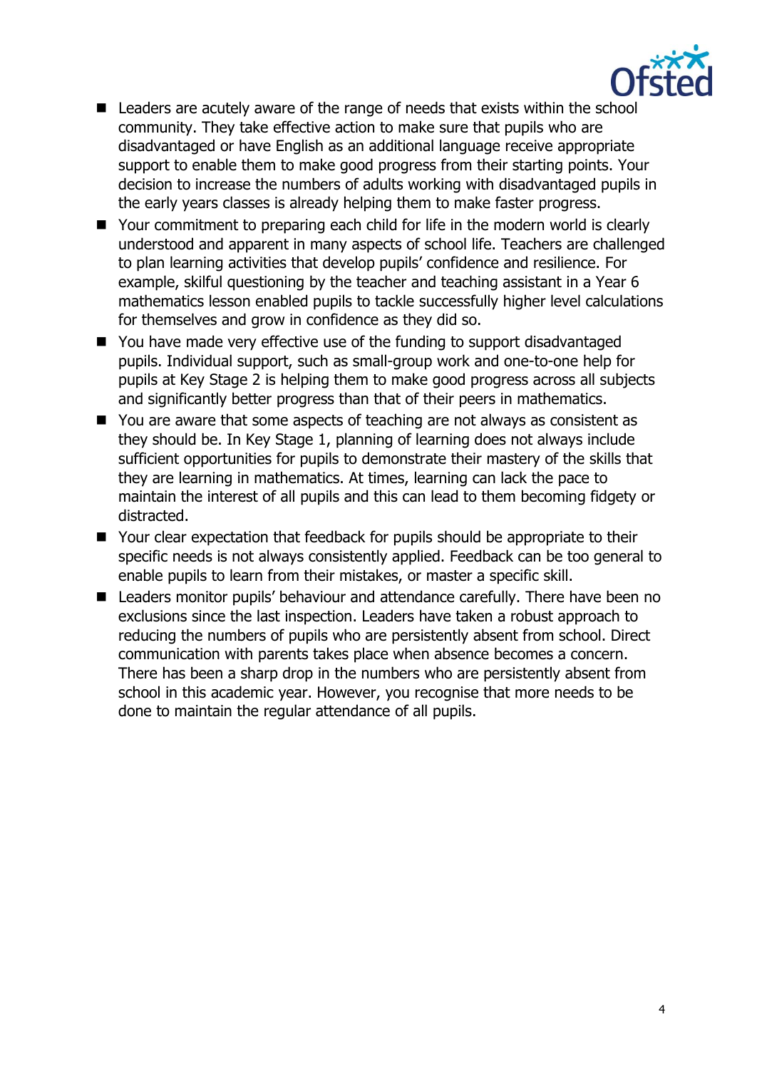- Leaders are acutely aware of the range of needs that exists within the school community. They take effective action to make sure that pupils who are disadvantaged or have English as an additional language receive appropriate support to enable them to make good progress from their starting points. Your decision to increase the numbers of adults working with disadvantaged pupils in the early years classes is already helping them to make faster progress.
- Your commitment to preparing each child for life in the modern world is clearly understood and apparent in many aspects of school life. Teachers are challenged to plan learning activities that develop pupils' confidence and resilience. For example, skilful questioning by the teacher and teaching assistant in a Year 6 mathematics lesson enabled pupils to tackle successfully higher level calculations for themselves and grow in confidence as they did so.
- You have made very effective use of the funding to support disadvantaged pupils. Individual support, such as small-group work and one-to-one help for pupils at Key Stage 2 is helping them to make good progress across all subjects and significantly better progress than that of their peers in mathematics.
- You are aware that some aspects of teaching are not always as consistent as they should be. In Key Stage 1, planning of learning does not always include sufficient opportunities for pupils to demonstrate their mastery of the skills that they are learning in mathematics. At times, learning can lack the pace to maintain the interest of all pupils and this can lead to them becoming fidgety or distracted.
- Your clear expectation that feedback for pupils should be appropriate to their specific needs is not always consistently applied. Feedback can be too general to enable pupils to learn from their mistakes, or master a specific skill.
- Leaders monitor pupils' behaviour and attendance carefully. There have been no exclusions since the last inspection. Leaders have taken a robust approach to reducing the numbers of pupils who are persistently absent from school. Direct communication with parents takes place when absence becomes a concern. There has been a sharp drop in the numbers who are persistently absent from school in this academic year. However, you recognise that more needs to be done to maintain the regular attendance of all pupils.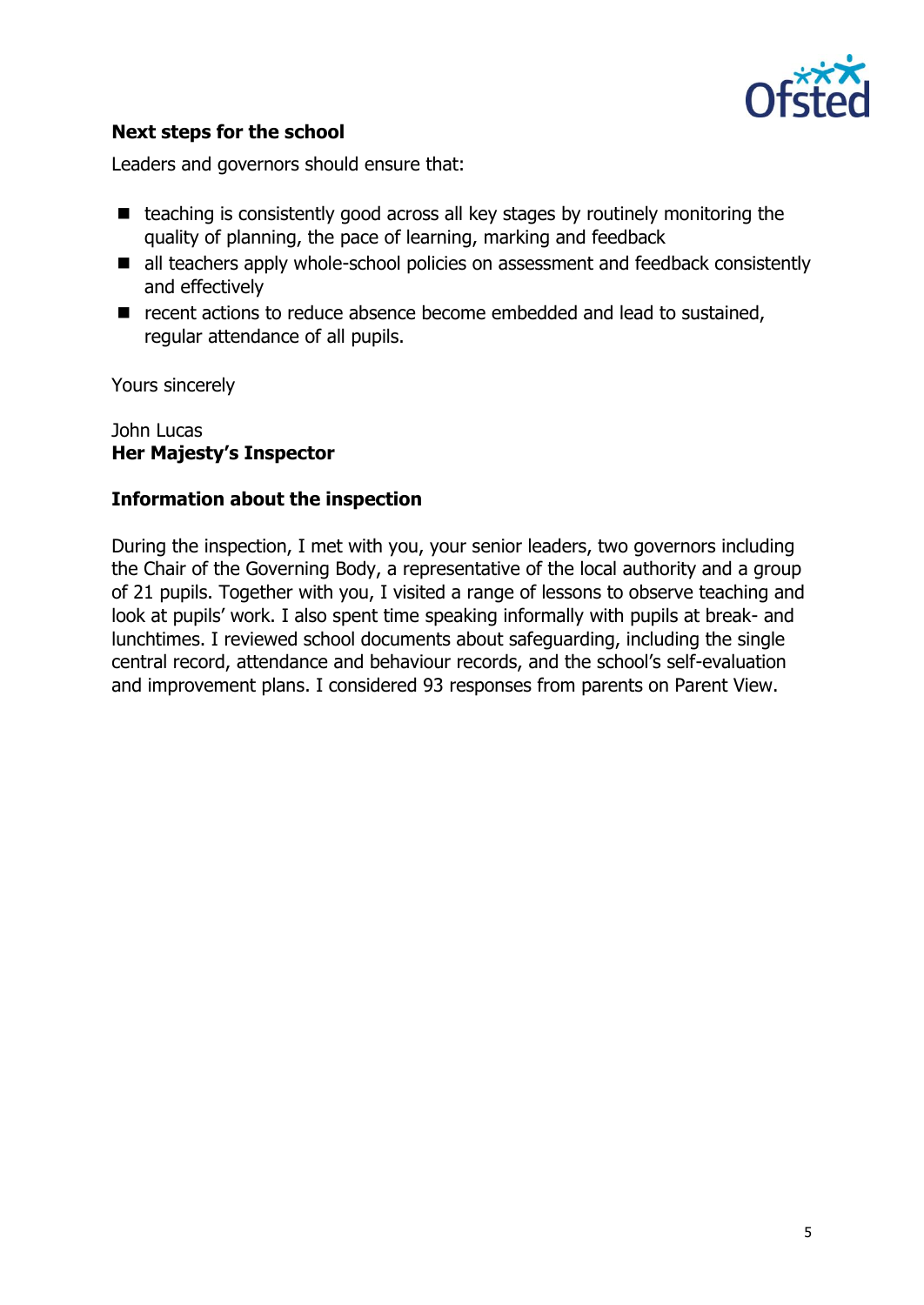### Next steps for the school

Leaders and governors should ensure that:

- teaching is consistently good across all key stages by routinely monitoring the quality of planning, the pace of learning, marking and feedback
- all teachers apply whole-school policies on assessment and feedback consistently and effectively
- recent actions to reduce absence become embedded and lead to sustained, regular attendance of all pupils.

Yours sincerely

John Lucas
**Her Majesty's Inspector**

### Information about the inspection

During the inspection, I met with you, your senior leaders, two governors including the Chair of the Governing Body, a representative of the local authority and a group of 21 pupils. Together with you, I visited a range of lessons to observe teaching and look at pupils' work. I also spent time speaking informally with pupils at break- and lunchtimes. I reviewed school documents about safeguarding, including the single central record, attendance and behaviour records, and the school's self-evaluation and improvement plans. I considered 93 responses from parents on Parent View.